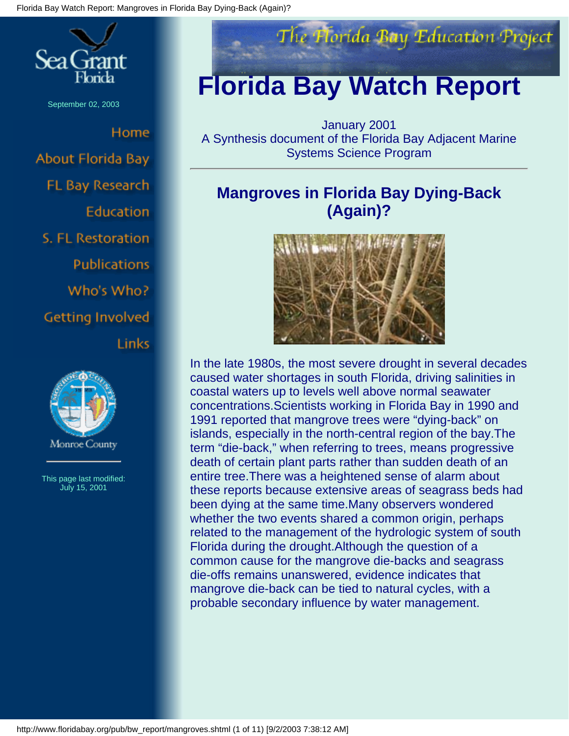# Florida Bay Watch Report

January 2001
A Synthesis document of the Florida Bay Adjacent Marine Systems Science Program

---

## Mangroves in Florida Bay Dying-Back (Again)?

In the late 1980s, the most severe drought in several decades caused water shortages in south Florida, driving salinities in coastal waters up to levels well above normal seawater concentrations.Scientists working in Florida Bay in 1990 and 1991 reported that mangrove trees were “dying-back” on islands, especially in the north-central region of the bay.The term “die-back,” when referring to trees, means progressive death of certain plant parts rather than sudden death of an entire tree.There was a heightened sense of alarm about these reports because extensive areas of seagrass beds had been dying at the same time.Many observers wondered whether the two events shared a common origin, perhaps related to the management of the hydrologic system of south Florida during the drought.Although the question of a common cause for the mangrove die-backs and seagrass die-offs remains unanswered, evidence indicates that mangrove die-back can be tied to natural cycles, with a probable secondary influence by water management.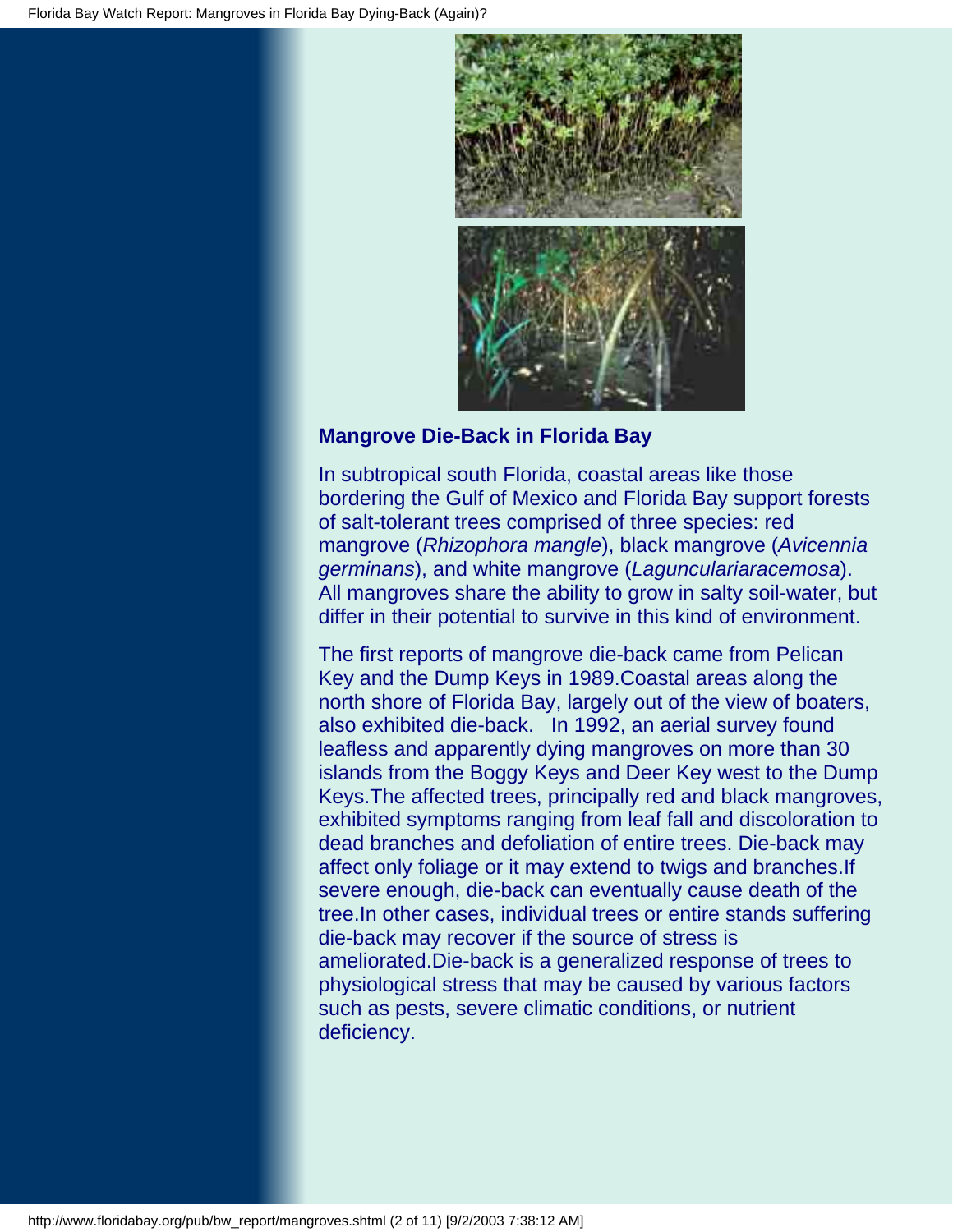## Mangrove Die-Back in Florida Bay

In subtropical south Florida, coastal areas like those bordering the Gulf of Mexico and Florida Bay support forests of salt-tolerant trees comprised of three species: red mangrove (*Rhizophora mangle*), black mangrove (*Avicennia germinans*), and white mangrove (*Laguncularia racemosa*). All mangroves share the ability to grow in salty soil-water, but differ in their potential to survive in this kind of environment.

The first reports of mangrove die-back came from Pelican Key and the Dump Keys in 1989. Coastal areas along the north shore of Florida Bay, largely out of the view of boaters, also exhibited die-back. In 1992, an aerial survey found leafless and apparently dying mangroves on more than 30 islands from the Boggy Keys and Deer Key west to the Dump Keys. The affected trees, principally red and black mangroves, exhibited symptoms ranging from leaf fall and discoloration to dead branches and defoliation of entire trees. Die-back may affect only foliage or it may extend to twigs and branches. If severe enough, die-back can eventually cause death of the tree. In other cases, individual trees or entire stands suffering die-back may recover if the source of stress is ameliorated. Die-back is a generalized response of trees to physiological stress that may be caused by various factors such as pests, severe climatic conditions, or nutrient deficiency.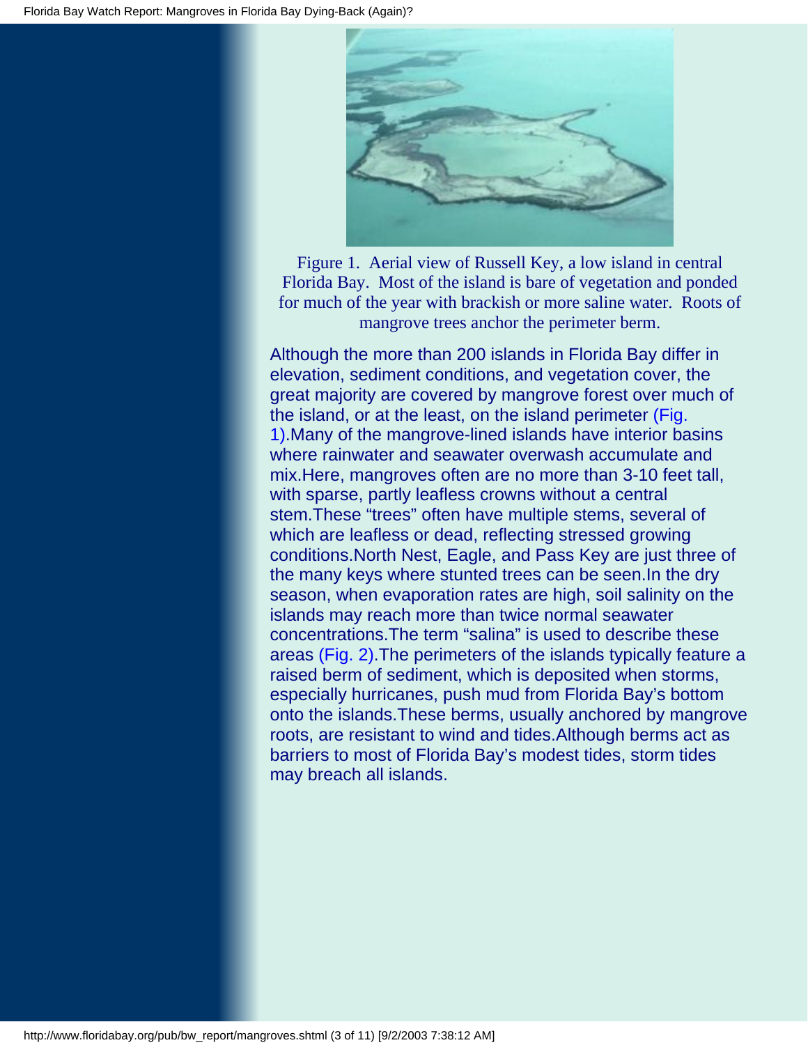Figure 1. Aerial view of Russell Key, a low island in central Florida Bay. Most of the island is bare of vegetation and ponded for much of the year with brackish or more saline water. Roots of mangrove trees anchor the perimeter berm.

Although the more than 200 islands in Florida Bay differ in elevation, sediment conditions, and vegetation cover, the great majority are covered by mangrove forest over much of the island, or at the least, on the island perimeter (Fig. 1).Many of the mangrove-lined islands have interior basins where rainwater and seawater overwash accumulate and mix.Here, mangroves often are no more than 3-10 feet tall, with sparse, partly leafless crowns without a central stem.These "trees" often have multiple stems, several of which are leafless or dead, reflecting stressed growing conditions.North Nest, Eagle, and Pass Key are just three of the many keys where stunted trees can be seen.In the dry season, when evaporation rates are high, soil salinity on the islands may reach more than twice normal seawater concentrations.The term "salina" is used to describe these areas (Fig. 2).The perimeters of the islands typically feature a raised berm of sediment, which is deposited when storms, especially hurricanes, push mud from Florida Bay's bottom onto the islands.These berms, usually anchored by mangrove roots, are resistant to wind and tides.Although berms act as barriers to most of Florida Bay's modest tides, storm tides may breach all islands.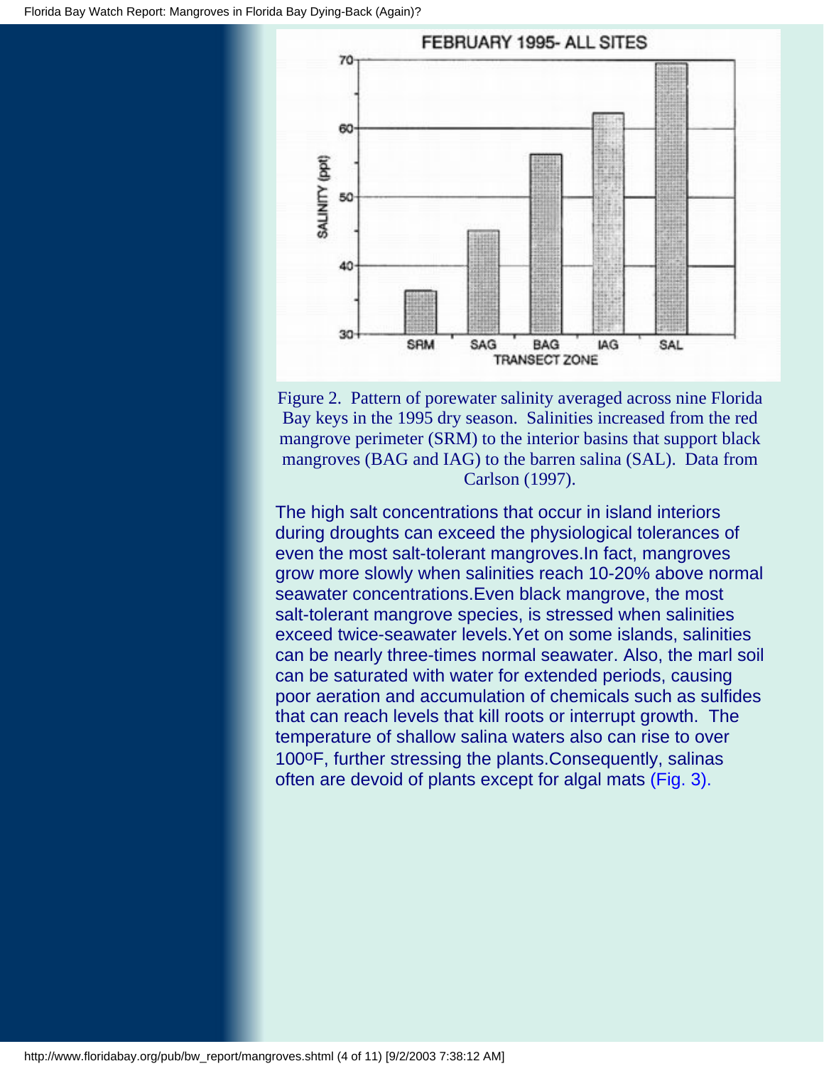Figure 2. Pattern of porewater salinity averaged across nine Florida Bay keys in the 1995 dry season. Salinities increased from the red mangrove perimeter (SRM) to the interior basins that support black mangroves (BAG and IAG) to the barren salina (SAL). Data from Carlson (1997).

The high salt concentrations that occur in island interiors during droughts can exceed the physiological tolerances of even the most salt-tolerant mangroves.In fact, mangroves grow more slowly when salinities reach 10-20% above normal seawater concentrations.Even black mangrove, the most salt-tolerant mangrove species, is stressed when salinities exceed twice-seawater levels.Yet on some islands, salinities can be nearly three-times normal seawater. Also, the marl soil can be saturated with water for extended periods, causing poor aeration and accumulation of chemicals such as sulfides that can reach levels that kill roots or interrupt growth. The temperature of shallow salina waters also can rise to over 100ºF, further stressing the plants.Consequently, salinas often are devoid of plants except for algal mats (Fig. 3).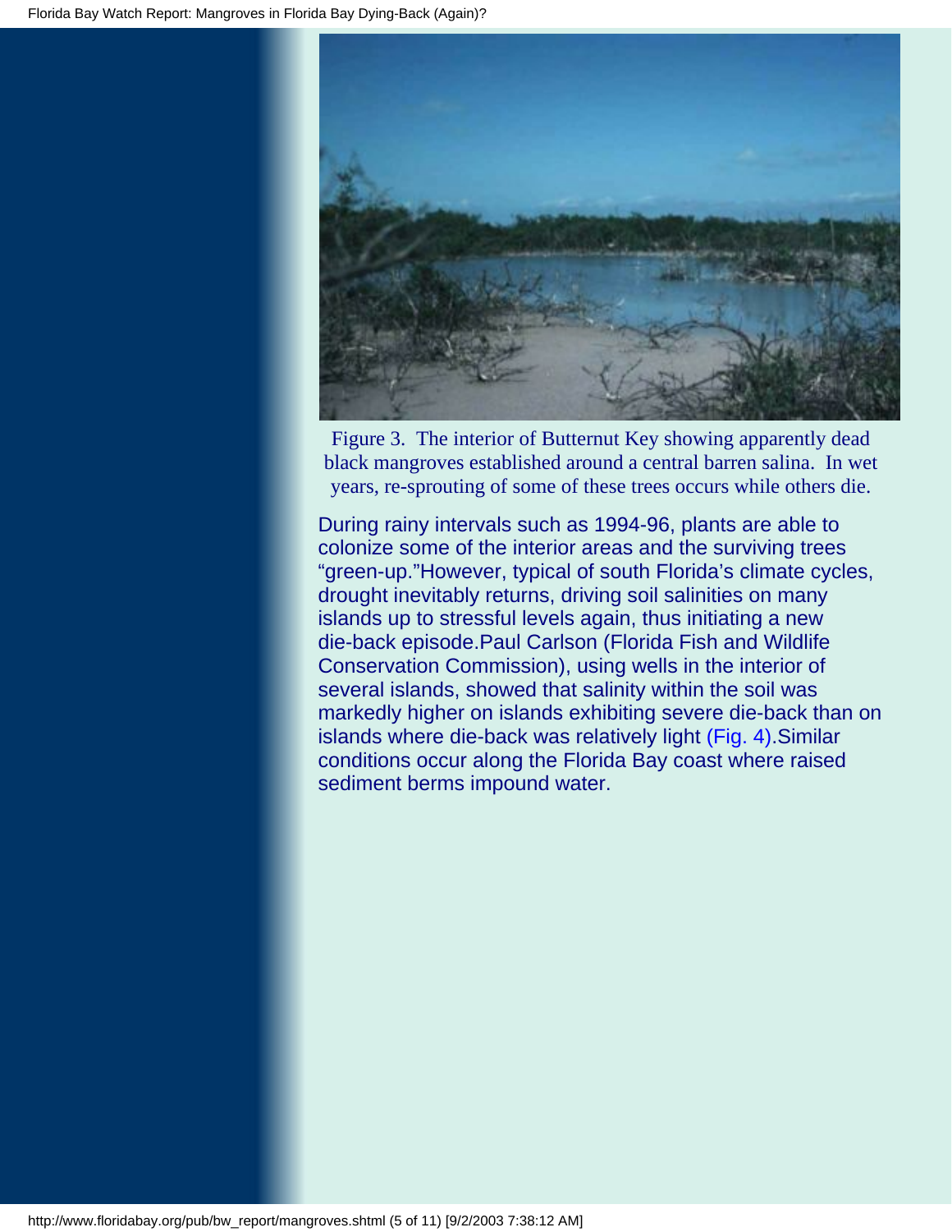Figure 3. The interior of Butternut Key showing apparently dead black mangroves established around a central barren salina. In wet years, re-sprouting of some of these trees occurs while others die.

During rainy intervals such as 1994-96, plants are able to colonize some of the interior areas and the surviving trees "green-up."However, typical of south Florida's climate cycles, drought inevitably returns, driving soil salinities on many islands up to stressful levels again, thus initiating a new die-back episode.Paul Carlson (Florida Fish and Wildlife Conservation Commission), using wells in the interior of several islands, showed that salinity within the soil was markedly higher on islands exhibiting severe die-back than on islands where die-back was relatively light (Fig. 4).Similar conditions occur along the Florida Bay coast where raised sediment berms impound water.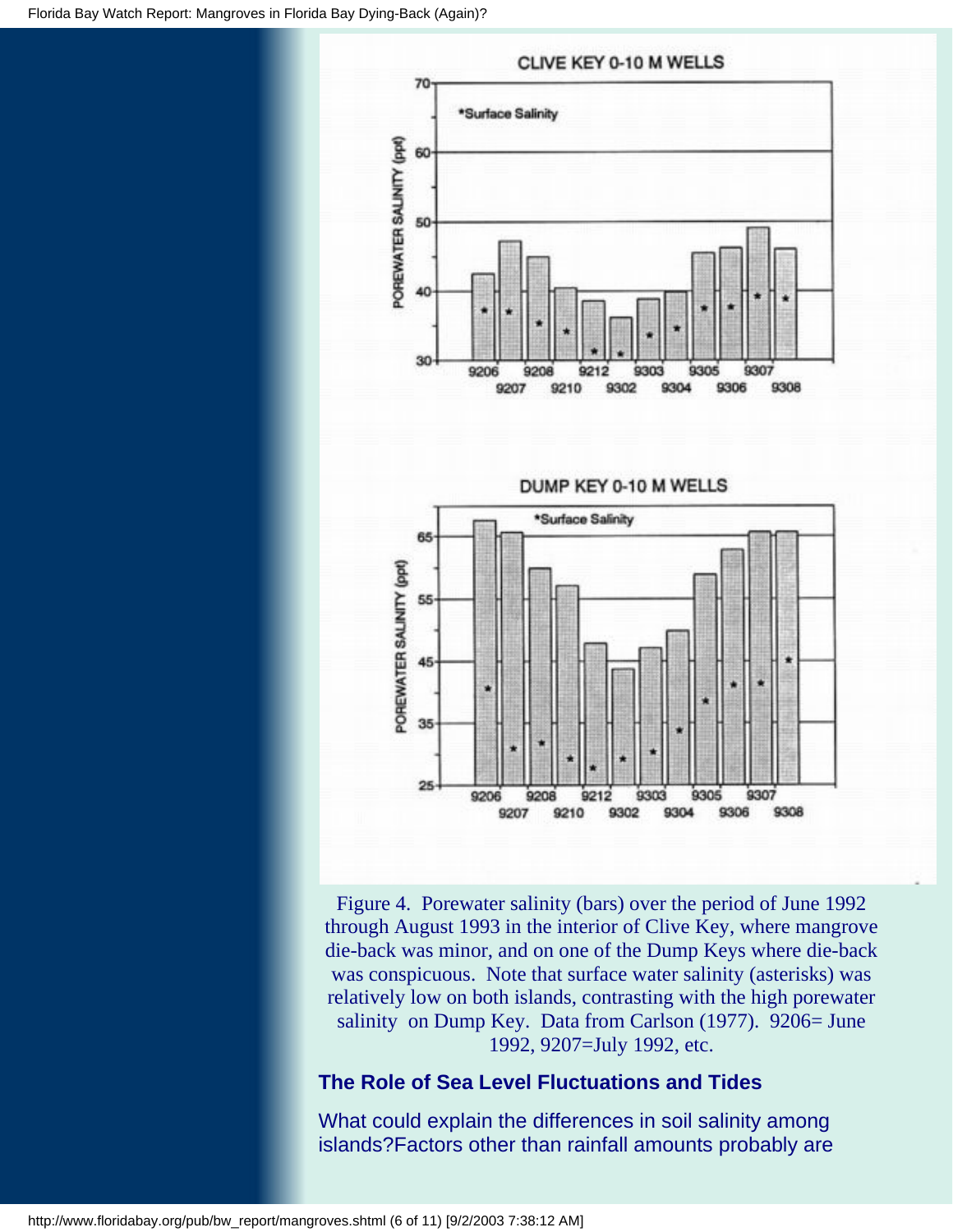Figure 4. Porewater salinity (bars) over the period of June 1992 through August 1993 in the interior of Clive Key, where mangrove die-back was minor, and on one of the Dump Keys where die-back was conspicuous. Note that surface water salinity (asterisks) was relatively low on both islands, contrasting with the high porewater salinity on Dump Key. Data from Carlson (1977). 9206= June 1992, 9207=July 1992, etc.

### The Role of Sea Level Fluctuations and Tides

What could explain the differences in soil salinity among islands?Factors other than rainfall amounts probably are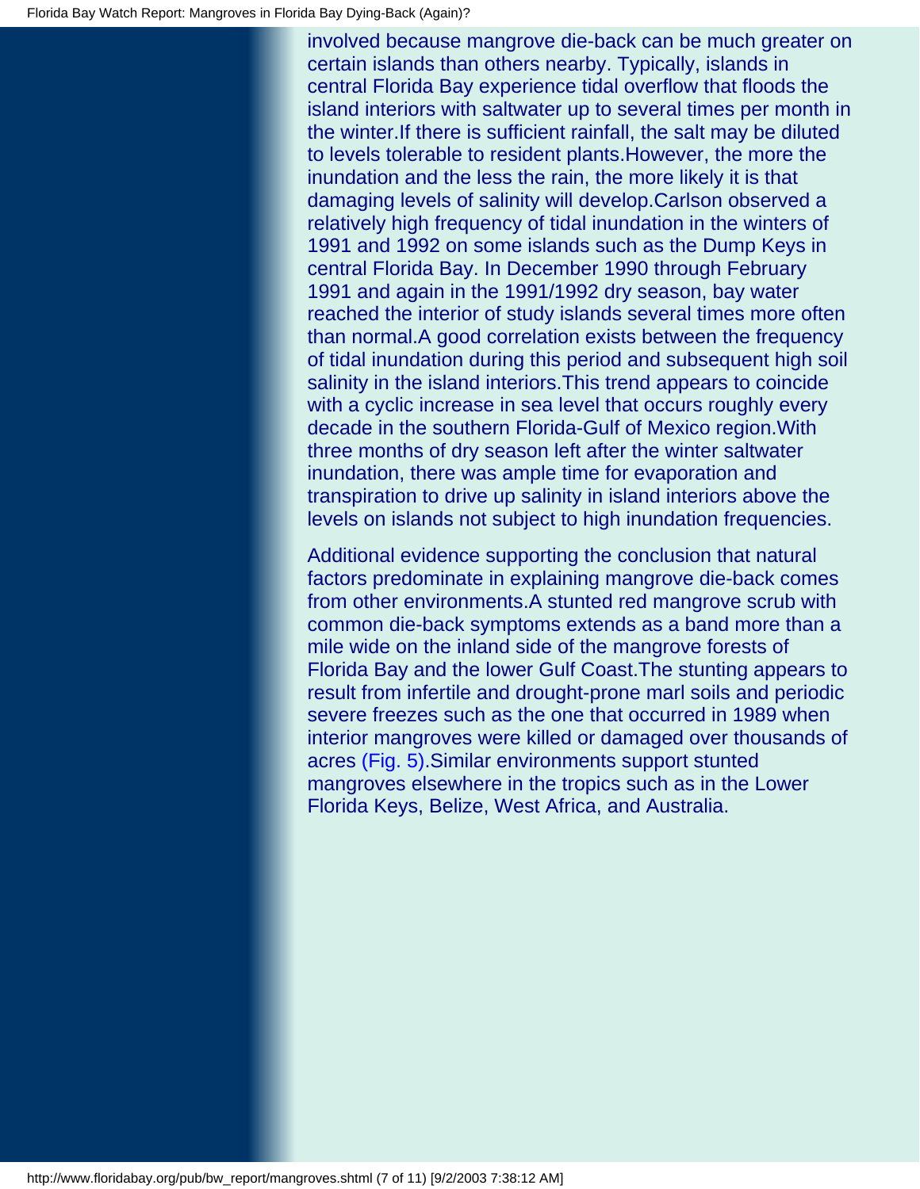involved because mangrove die-back can be much greater on certain islands than others nearby. Typically, islands in central Florida Bay experience tidal overflow that floods the island interiors with saltwater up to several times per month in the winter.If there is sufficient rainfall, the salt may be diluted to levels tolerable to resident plants.However, the more the inundation and the less the rain, the more likely it is that damaging levels of salinity will develop.Carlson observed a relatively high frequency of tidal inundation in the winters of 1991 and 1992 on some islands such as the Dump Keys in central Florida Bay. In December 1990 through February 1991 and again in the 1991/1992 dry season, bay water reached the interior of study islands several times more often than normal.A good correlation exists between the frequency of tidal inundation during this period and subsequent high soil salinity in the island interiors.This trend appears to coincide with a cyclic increase in sea level that occurs roughly every decade in the southern Florida-Gulf of Mexico region.With three months of dry season left after the winter saltwater inundation, there was ample time for evaporation and transpiration to drive up salinity in island interiors above the levels on islands not subject to high inundation frequencies.

Additional evidence supporting the conclusion that natural factors predominate in explaining mangrove die-back comes from other environments.A stunted red mangrove scrub with common die-back symptoms extends as a band more than a mile wide on the inland side of the mangrove forests of Florida Bay and the lower Gulf Coast.The stunting appears to result from infertile and drought-prone marl soils and periodic severe freezes such as the one that occurred in 1989 when interior mangroves were killed or damaged over thousands of acres (Fig. 5).Similar environments support stunted mangroves elsewhere in the tropics such as in the Lower Florida Keys, Belize, West Africa, and Australia.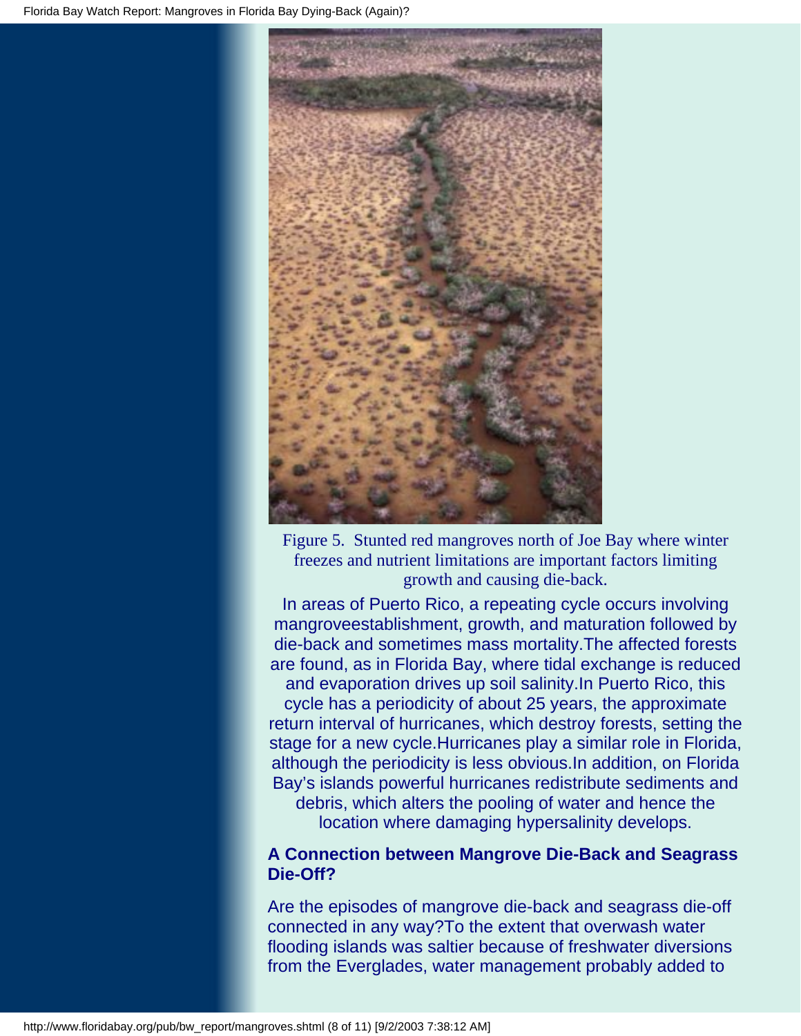Figure 5. Stunted red mangroves north of Joe Bay where winter freezes and nutrient limitations are important factors limiting growth and causing die-back.

In areas of Puerto Rico, a repeating cycle occurs involving mangroveestablishment, growth, and maturation followed by die-back and sometimes mass mortality.The affected forests are found, as in Florida Bay, where tidal exchange is reduced and evaporation drives up soil salinity.In Puerto Rico, this cycle has a periodicity of about 25 years, the approximate return interval of hurricanes, which destroy forests, setting the stage for a new cycle.Hurricanes play a similar role in Florida, although the periodicity is less obvious.In addition, on Florida Bay's islands powerful hurricanes redistribute sediments and debris, which alters the pooling of water and hence the location where damaging hypersalinity develops.

### A Connection between Mangrove Die-Back and Seagrass Die-Off?

Are the episodes of mangrove die-back and seagrass die-off connected in any way?To the extent that overwash water flooding islands was saltier because of freshwater diversions from the Everglades, water management probably added to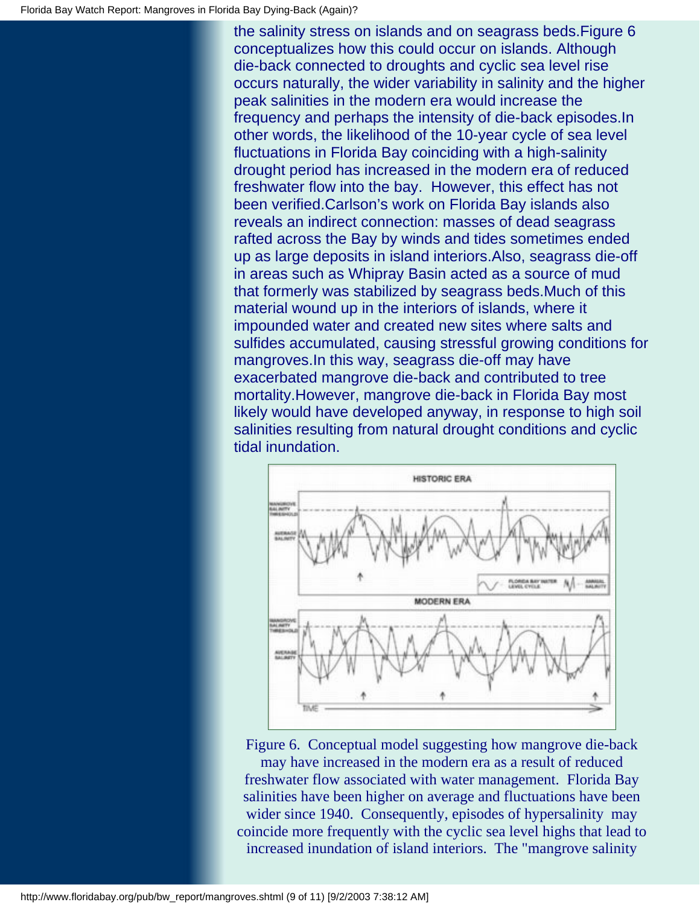the salinity stress on islands and on seagrass beds.Figure 6 conceptualizes how this could occur on islands. Although die-back connected to droughts and cyclic sea level rise occurs naturally, the wider variability in salinity and the higher peak salinities in the modern era would increase the frequency and perhaps the intensity of die-back episodes.In other words, the likelihood of the 10-year cycle of sea level fluctuations in Florida Bay coinciding with a high-salinity drought period has increased in the modern era of reduced freshwater flow into the bay. However, this effect has not been verified.Carlson's work on Florida Bay islands also reveals an indirect connection: masses of dead seagrass rafted across the Bay by winds and tides sometimes ended up as large deposits in island interiors.Also, seagrass die-off in areas such as Whipray Basin acted as a source of mud that formerly was stabilized by seagrass beds.Much of this material wound up in the interiors of islands, where it impounded water and created new sites where salts and sulfides accumulated, causing stressful growing conditions for mangroves.In this way, seagrass die-off may have exacerbated mangrove die-back and contributed to tree mortality.However, mangrove die-back in Florida Bay most likely would have developed anyway, in response to high soil salinities resulting from natural drought conditions and cyclic tidal inundation.

Figure 6. Conceptual model suggesting how mangrove die-back may have increased in the modern era as a result of reduced freshwater flow associated with water management. Florida Bay salinities have been higher on average and fluctuations have been wider since 1940. Consequently, episodes of hypersalinity may coincide more frequently with the cyclic sea level highs that lead to increased inundation of island interiors. The "mangrove salinity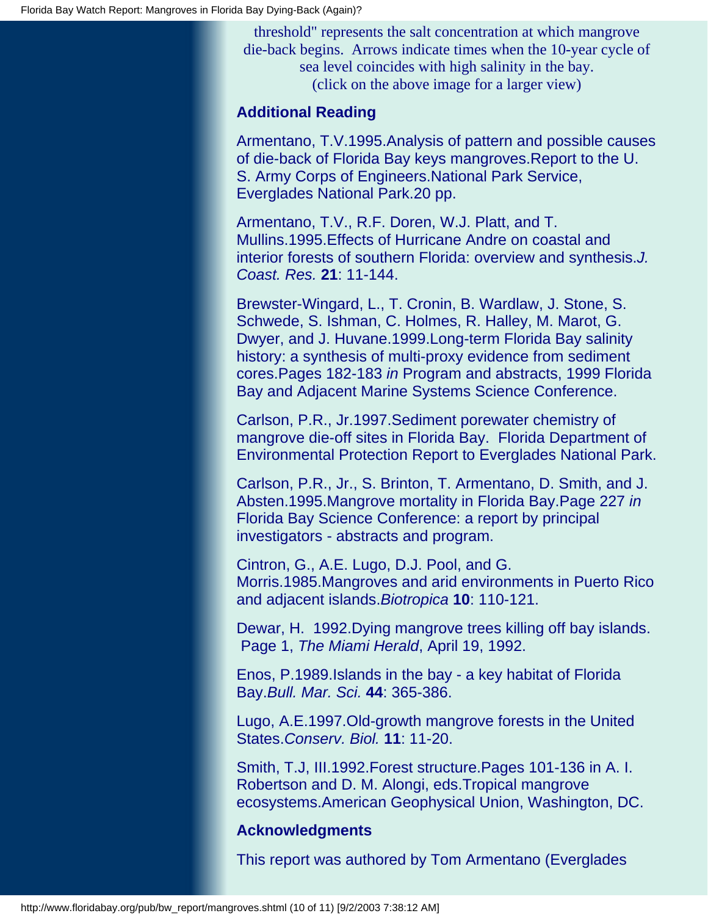threshold" represents the salt concentration at which mangrove die-back begins. Arrows indicate times when the 10-year cycle of sea level coincides with high salinity in the bay.
(click on the above image for a larger view)

### Additional Reading

Armentano, T.V.1995.Analysis of pattern and possible causes of die-back of Florida Bay keys mangroves.Report to the U. S. Army Corps of Engineers.National Park Service, Everglades National Park.20 pp.

Armentano, T.V., R.F. Doren, W.J. Platt, and T. Mullins.1995.Effects of Hurricane Andre on coastal and interior forests of southern Florida: overview and synthesis.*J. Coast. Res.* **21**: 11-144.

Brewster-Wingard, L., T. Cronin, B. Wardlaw, J. Stone, S. Schwede, S. Ishman, C. Holmes, R. Halley, M. Marot, G. Dwyer, and J. Huvane.1999.Long-term Florida Bay salinity history: a synthesis of multi-proxy evidence from sediment cores.Pages 182-183 *in* Program and abstracts, 1999 Florida Bay and Adjacent Marine Systems Science Conference.

Carlson, P.R., Jr.1997.Sediment porewater chemistry of mangrove die-off sites in Florida Bay. Florida Department of Environmental Protection Report to Everglades National Park.

Carlson, P.R., Jr., S. Brinton, T. Armentano, D. Smith, and J. Absten.1995.Mangrove mortality in Florida Bay.Page 227 *in* Florida Bay Science Conference: a report by principal investigators - abstracts and program.

Cintron, G., A.E. Lugo, D.J. Pool, and G. Morris.1985.Mangroves and arid environments in Puerto Rico and adjacent islands.*Biotropica* **10**: 110-121.

Dewar, H. 1992.Dying mangrove trees killing off bay islands. Page 1, *The Miami Herald*, April 19, 1992.

Enos, P.1989.Islands in the bay - a key habitat of Florida Bay.*Bull. Mar. Sci.* **44**: 365-386.

Lugo, A.E.1997.Old-growth mangrove forests in the United States.*Conserv. Biol.* **11**: 11-20.

Smith, T.J, III.1992.Forest structure.Pages 101-136 in A. I. Robertson and D. M. Alongi, eds.Tropical mangrove ecosystems.American Geophysical Union, Washington, DC.

### Acknowledgments

This report was authored by Tom Armentano (Everglades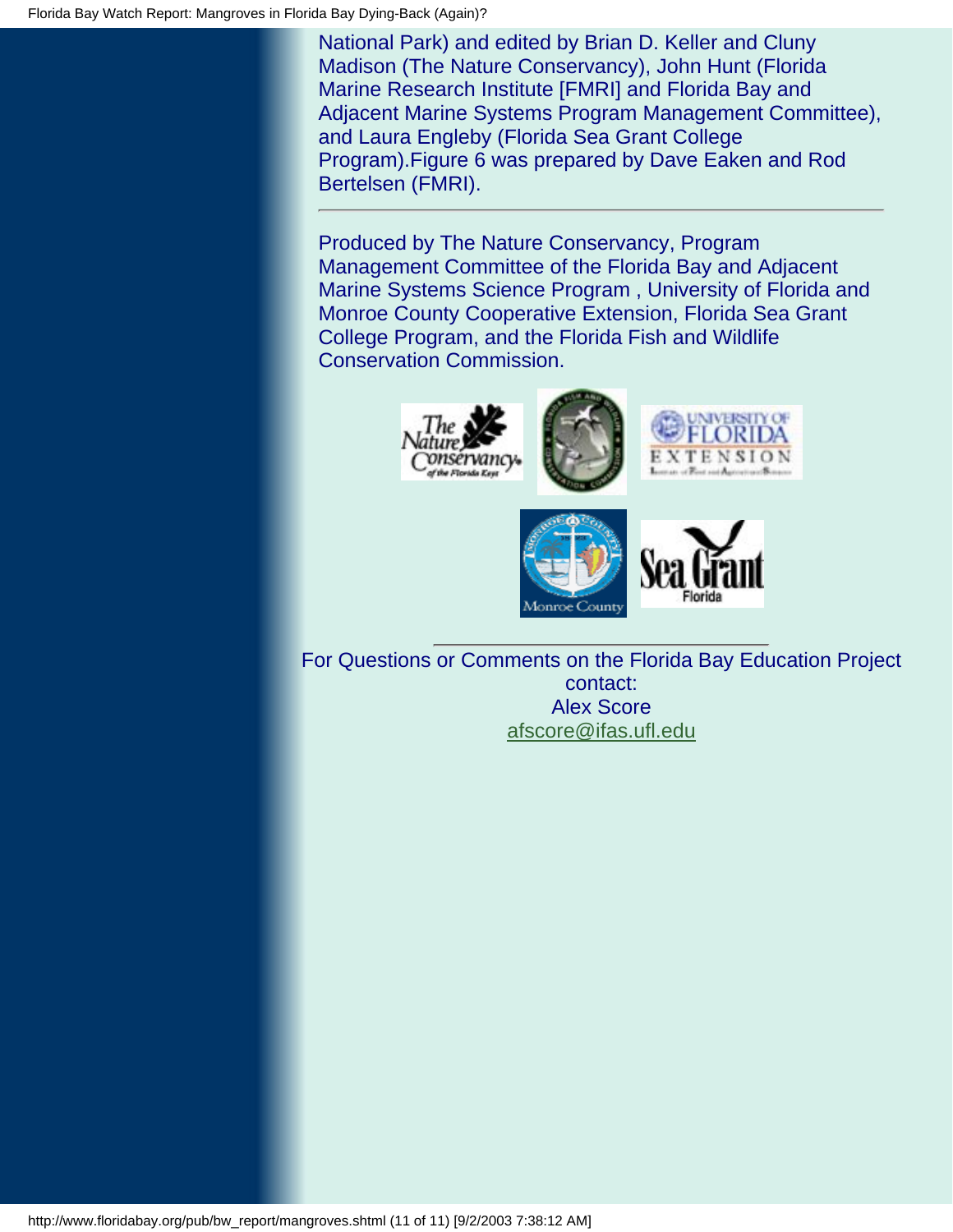National Park) and edited by Brian D. Keller and Cluny Madison (The Nature Conservancy), John Hunt (Florida Marine Research Institute [FMRI] and Florida Bay and Adjacent Marine Systems Program Management Committee), and Laura Engleby (Florida Sea Grant College Program).Figure 6 was prepared by Dave Eaken and Rod Bertelsen (FMRI).

---

Produced by The Nature Conservancy, Program Management Committee of the Florida Bay and Adjacent Marine Systems Science Program , University of Florida and Monroe County Cooperative Extension, Florida Sea Grant College Program, and the Florida Fish and Wildlife Conservation Commission.

---

For Questions or Comments on the Florida Bay Education Project contact:
Alex Score
afscore@ifas.ufl.edu